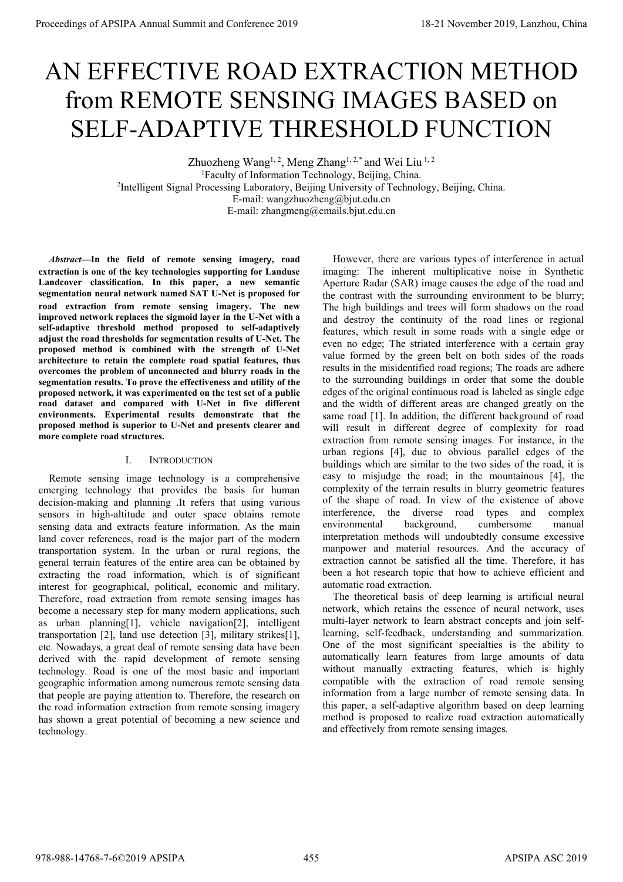# AN EFFECTIVE ROAD EXTRACTION METHOD from REMOTE SENSING IMAGES BASED on SELF-ADAPTIVE THRESHOLD FUNCTION

Zhuozheng Wang[1, 2], Meng Zhang[1, 2,*] and Wei Liu [1, 2]

[1]Faculty of Information Technology, Beijing, China.

[2]Intelligent Signal Processing Laboratory, Beijing University of Technology, Beijing, China.

E-mail: wangzhuozheng@bjut.edu.cn

E-mail: zhangmeng@emails.bjut.edu.cn

***Abstract*—In the field of remote sensing imagery, road extraction is one of the key technologies supporting for Landuse Landcover classification. In this paper, a new semantic segmentation neural network named SAT U-Net is proposed for road extraction from remote sensing imagery. The new improved network replaces the sigmoid layer in the U-Net with a self-adaptive threshold method proposed to self-adaptively adjust the road thresholds for segmentation results of U-Net. The proposed method is combined with the strength of U-Net architecture to retain the complete road spatial features, thus overcomes the problem of unconnected and blurry roads in the segmentation results. To prove the effectiveness and utility of the proposed network, it was experimented on the test set of a public road dataset and compared with U-Net in five different environments. Experimental results demonstrate that the proposed method is superior to U-Net and presents clearer and more complete road structures.**

## I. INTRODUCTION

Remote sensing image technology is a comprehensive emerging technology that provides the basis for human decision-making and planning .It refers that using various sensors in high-altitude and outer space obtains remote sensing data and extracts feature information. As the main land cover references, road is the major part of the modern transportation system. In the urban or rural regions, the general terrain features of the entire area can be obtained by extracting the road information, which is of significant interest for geographical, political, economic and military. Therefore, road extraction from remote sensing images has become a necessary step for many modern applications, such as urban planning[1], vehicle navigation[2], intelligent transportation [2], land use detection [3], military strikes[1], etc. Nowadays, a great deal of remote sensing data have been derived with the rapid development of remote sensing technology. Road is one of the most basic and important geographic information among numerous remote sensing data that people are paying attention to. Therefore, the research on the road information extraction from remote sensing imagery has shown a great potential of becoming a new science and technology.

However, there are various types of interference in actual imaging: The inherent multiplicative noise in Synthetic Aperture Radar (SAR) image causes the edge of the road and the contrast with the surrounding environment to be blurry; The high buildings and trees will form shadows on the road and destroy the continuity of the road lines or regional features, which result in some roads with a single edge or even no edge; The striated interference with a certain gray value formed by the green belt on both sides of the roads results in the misidentified road regions; The roads are adhere to the surrounding buildings in order that some the double edges of the original continuous road is labeled as single edge and the width of different areas are changed greatly on the same road [1]. In addition, the different background of road will result in different degree of complexity for road extraction from remote sensing images. For instance, in the urban regions [4], due to obvious parallel edges of the buildings which are similar to the two sides of the road, it is easy to misjudge the road; in the mountainous [4], the complexity of the terrain results in blurry geometric features of the shape of road. In view of the existence of above interference, the diverse road types and complex environmental background, cumbersome manual interpretation methods will undoubtedly consume excessive manpower and material resources. And the accuracy of extraction cannot be satisfied all the time. Therefore, it has been a hot research topic that how to achieve efficient and automatic road extraction.

The theoretical basis of deep learning is artificial neural network, which retains the essence of neural network, uses multi-layer network to learn abstract concepts and join self-learning, self-feedback, understanding and summarization. One of the most significant specialties is the ability to automatically learn features from large amounts of data without manually extracting features, which is highly compatible with the extraction of road remote sensing information from a large number of remote sensing data. In this paper, a self-adaptive algorithm based on deep learning method is proposed to realize road extraction automatically and effectively from remote sensing images.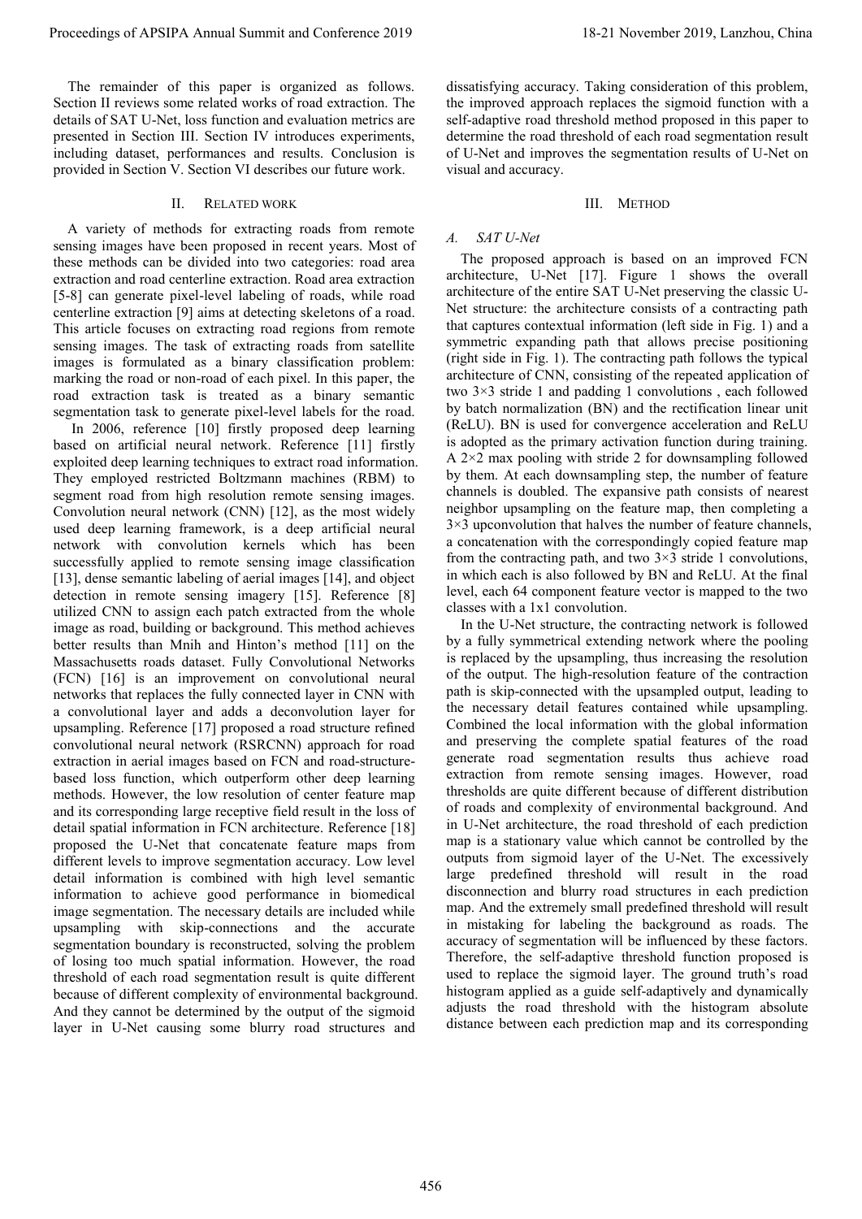The remainder of this paper is organized as follows. Section II reviews some related works of road extraction. The details of SAT U-Net, loss function and evaluation metrics are presented in Section III. Section IV introduces experiments, including dataset, performances and results. Conclusion is provided in Section V. Section VI describes our future work.

## II. Related Work

A variety of methods for extracting roads from remote sensing images have been proposed in recent years. Most of these methods can be divided into two categories: road area extraction and road centerline extraction. Road area extraction [5-8] can generate pixel-level labeling of roads, while road centerline extraction [9] aims at detecting skeletons of a road. This article focuses on extracting road regions from remote sensing images. The task of extracting roads from satellite images is formulated as a binary classification problem: marking the road or non-road of each pixel. In this paper, the road extraction task is treated as a binary semantic segmentation task to generate pixel-level labels for the road.

In 2006, reference [10] firstly proposed deep learning based on artificial neural network. Reference [11] firstly exploited deep learning techniques to extract road information. They employed restricted Boltzmann machines (RBM) to segment road from high resolution remote sensing images. Convolution neural network (CNN) [12], as the most widely used deep learning framework, is a deep artificial neural network with convolution kernels which has been successfully applied to remote sensing image classification [13], dense semantic labeling of aerial images [14], and object detection in remote sensing imagery [15]. Reference [8] utilized CNN to assign each patch extracted from the whole image as road, building or background. This method achieves better results than Mnih and Hinton's method [11] on the Massachusetts roads dataset. Fully Convolutional Networks (FCN) [16] is an improvement on convolutional neural networks that replaces the fully connected layer in CNN with a convolutional layer and adds a deconvolution layer for upsampling. Reference [17] proposed a road structure refined convolutional neural network (RSRCNN) approach for road extraction in aerial images based on FCN and road-structure-based loss function, which outperform other deep learning methods. However, the low resolution of center feature map and its corresponding large receptive field result in the loss of detail spatial information in FCN architecture. Reference [18] proposed the U-Net that concatenate feature maps from different levels to improve segmentation accuracy. Low level detail information is combined with high level semantic information to achieve good performance in biomedical image segmentation. The necessary details are included while upsampling with skip-connections and the accurate segmentation boundary is reconstructed, solving the problem of losing too much spatial information. However, the road threshold of each road segmentation result is quite different because of different complexity of environmental background. And they cannot be determined by the output of the sigmoid layer in U-Net causing some blurry road structures and dissatisfying accuracy. Taking consideration of this problem, the improved approach replaces the sigmoid function with a self-adaptive road threshold method proposed in this paper to determine the road threshold of each road segmentation result of U-Net and improves the segmentation results of U-Net on visual and accuracy.

## III. Method

### A. SAT U-Net

The proposed approach is based on an improved FCN architecture, U-Net [17]. Figure 1 shows the overall architecture of the entire SAT U-Net preserving the classic U-Net structure: the architecture consists of a contracting path that captures contextual information (left side in Fig. 1) and a symmetric expanding path that allows precise positioning (right side in Fig. 1). The contracting path follows the typical architecture of CNN, consisting of the repeated application of two 3×3 stride 1 and padding 1 convolutions , each followed by batch normalization (BN) and the rectification linear unit (ReLU). BN is used for convergence acceleration and ReLU is adopted as the primary activation function during training. A 2×2 max pooling with stride 2 for downsampling followed by them. At each downsampling step, the number of feature channels is doubled. The expansive path consists of nearest neighbor upsampling on the feature map, then completing a 3×3 upconvolution that halves the number of feature channels, a concatenation with the correspondingly copied feature map from the contracting path, and two 3×3 stride 1 convolutions, in which each is also followed by BN and ReLU. At the final level, each 64 component feature vector is mapped to the two classes with a 1x1 convolution.

In the U-Net structure, the contracting network is followed by a fully symmetrical extending network where the pooling is replaced by the upsampling, thus increasing the resolution of the output. The high-resolution feature of the contraction path is skip-connected with the upsampled output, leading to the necessary detail features contained while upsampling. Combined the local information with the global information and preserving the complete spatial features of the road generate road segmentation results thus achieve road extraction from remote sensing images. However, road thresholds are quite different because of different distribution of roads and complexity of environmental background. And in U-Net architecture, the road threshold of each prediction map is a stationary value which cannot be controlled by the outputs from sigmoid layer of the U-Net. The excessively large predefined threshold will result in the road disconnection and blurry road structures in each prediction map. And the extremely small predefined threshold will result in mistaking for labeling the background as roads. The accuracy of segmentation will be influenced by these factors. Therefore, the self-adaptive threshold function proposed is used to replace the sigmoid layer. The ground truth's road histogram applied as a guide self-adaptively and dynamically adjusts the road threshold with the histogram absolute distance between each prediction map and its corresponding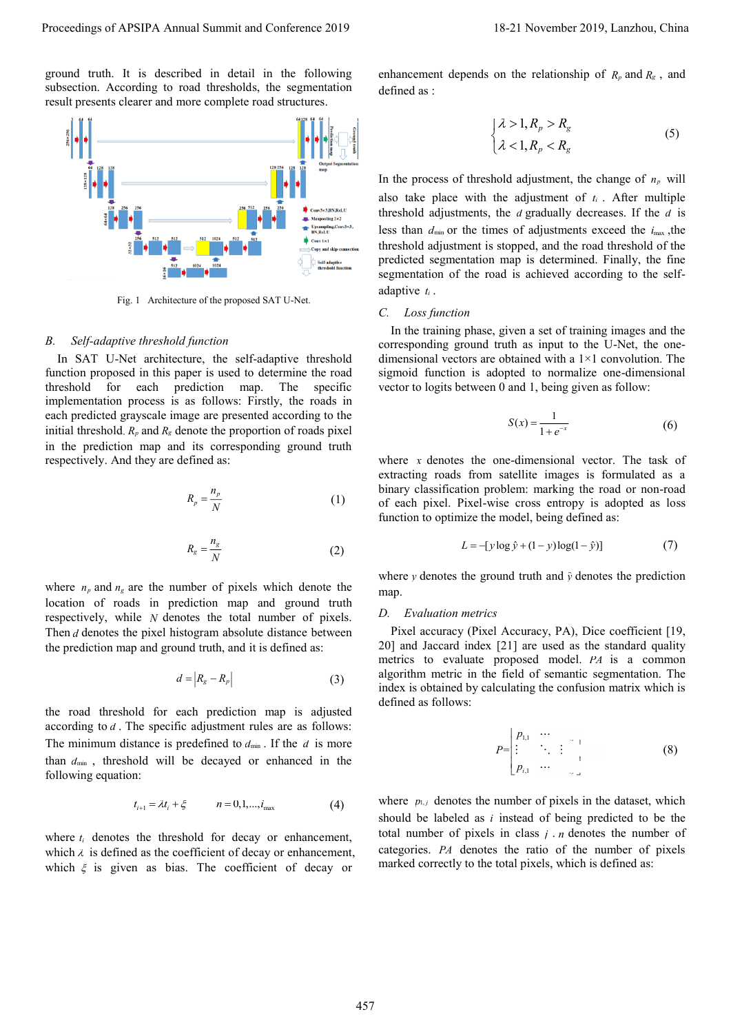ground truth. It is described in detail in the following subsection. According to road thresholds, the segmentation result presents clearer and more complete road structures.

Fig. 1 Architecture of the proposed SAT U-Net.

### B. Self-adaptive threshold function

In SAT U-Net architecture, the self-adaptive threshold function proposed in this paper is used to determine the road threshold for each prediction map. The specific implementation process is as follows: Firstly, the roads in each predicted grayscale image are presented according to the initial threshold. $R_p$ and $R_g$ denote the proportion of roads pixel in the prediction map and its corresponding ground truth respectively. And they are defined as:

$$R_p = \frac{n_p}{N} \tag{1}$$

$$R_g = \frac{n_g}{N} \tag{2}$$

where $n_p$ and $n_g$ are the number of pixels which denote the location of roads in prediction map and ground truth respectively, while $N$ denotes the total number of pixels. Then $d$ denotes the pixel histogram absolute distance between the prediction map and ground truth, and it is defined as:

$$d = \left| R_g - R_p \right| \tag{3}$$

the road threshold for each prediction map is adjusted according to $d$. The specific adjustment rules are as follows: The minimum distance is predefined to $d_{\min}$. If the $d$ is more than $d_{\min}$, threshold will be decayed or enhanced in the following equation:

$$t_{i+1} = \lambda t_i + \xi \qquad n = 0,1,\ldots,i_{\max} \tag{4}$$

where $t_i$ denotes the threshold for decay or enhancement, which $\lambda$ is defined as the coefficient of decay or enhancement, which $\xi$ is given as bias. The coefficient of decay or enhancement depends on the relationship of $R_p$ and $R_g$, and defined as :

$$\begin{cases} \lambda > 1, R_p > R_g \\ \lambda < 1, R_p < R_g \end{cases} \tag{5}$$

In the process of threshold adjustment, the change of $n_p$ will also take place with the adjustment of $t_i$. After multiple threshold adjustments, the $d$ gradually decreases. If the $d$ is less than $d_{\min}$ or the times of adjustments exceed the $i_{\max}$, the threshold adjustment is stopped, and the road threshold of the predicted segmentation map is determined. Finally, the fine segmentation of the road is achieved according to the self-adaptive $t_i$.

### C. Loss function

In the training phase, given a set of training images and the corresponding ground truth as input to the U-Net, the one-dimensional vectors are obtained with a 1×1 convolution. The sigmoid function is adopted to normalize one-dimensional vector to logits between 0 and 1, being given as follow:

$$S(x) = \frac{1}{1+e^{-x}} \tag{6}$$

where $x$ denotes the one-dimensional vector. The task of extracting roads from satellite images is formulated as a binary classification problem: marking the road or non-road of each pixel. Pixel-wise cross entropy is adopted as loss function to optimize the model, being defined as:

$$L = -[y \log \hat{y} + (1-y)\log(1-\hat{y})] \tag{7}$$

where $y$ denotes the ground truth and $\hat{y}$ denotes the prediction map.

### D. Evaluation metrics

Pixel accuracy (Pixel Accuracy, PA), Dice coefficient [19, 20] and Jaccard index [21] are used as the standard quality metrics to evaluate proposed model. $PA$ is a common algorithm metric in the field of semantic segmentation. The index is obtained by calculating the confusion matrix which is defined as follows:

$$P = \begin{bmatrix} p_{1,1} & \cdots & \\ \vdots & \ddots & \vdots \\ p_{i,1} & \cdots & \end{bmatrix} \tag{8}$$

where $p_{i,j}$ denotes the number of pixels in the dataset, which should be labeled as $i$ instead of being predicted to be the total number of pixels in class $j$. $n$ denotes the number of categories. $PA$ denotes the ratio of the number of pixels marked correctly to the total pixels, which is defined as: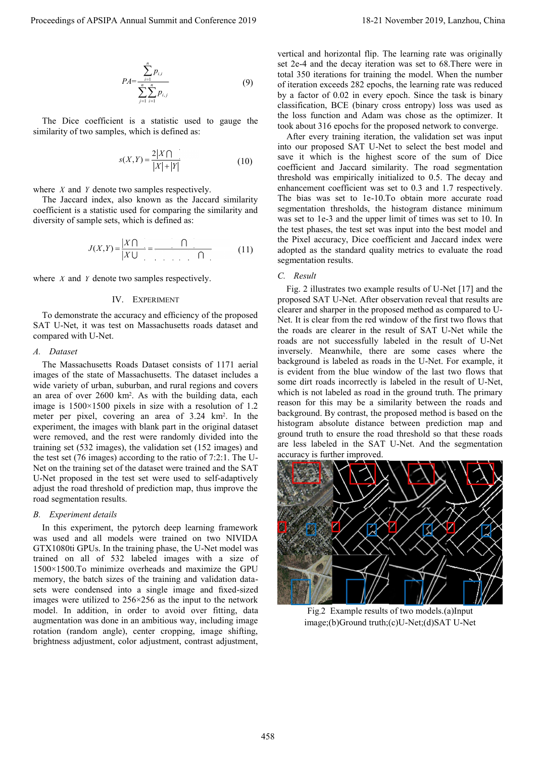$$PA = \frac{\sum_{i=1}^{n} p_{i,i}}{\sum_{j=1}^{n}\sum_{i=1}^{n} p_{i,j}} \tag{9}$$

The Dice coefficient is a statistic used to gauge the similarity of two samples, which is defined as:

$$s(X,Y) = \frac{2|X \cap Y|}{|X| + |Y|} \tag{10}$$

where $X$ and $Y$ denote two samples respectively.

The Jaccard index, also known as the Jaccard similarity coefficient is a statistic used for comparing the similarity and diversity of sample sets, which is defined as:

$$J(X,Y) = \frac{|X \cap Y|}{|X \cup Y|} = \frac{|X \cap Y|}{|X| + |Y| - |X \cap Y|} \tag{11}$$

where $X$ and $Y$ denote two samples respectively.

## IV. Experiment

To demonstrate the accuracy and efficiency of the proposed SAT U-Net, it was test on Massachusetts roads dataset and compared with U-Net.

### A. Dataset

The Massachusetts Roads Dataset consists of 1171 aerial images of the state of Massachusetts. The dataset includes a wide variety of urban, suburban, and rural regions and covers an area of over 2600 km$^2$. As with the building data, each image is 1500×1500 pixels in size with a resolution of 1.2 meter per pixel, covering an area of 3.24 km$^2$. In the experiment, the images with blank part in the original dataset were removed, and the rest were randomly divided into the training set (532 images), the validation set (152 images) and the test set (76 images) according to the ratio of 7:2:1. The U-Net on the training set of the dataset were trained and the SAT U-Net proposed in the test set were used to self-adaptively adjust the road threshold of prediction map, thus improve the road segmentation results.

### B. Experiment details

In this experiment, the pytorch deep learning framework was used and all models were trained on two NIVIDA GTX1080ti GPUs. In the training phase, the U-Net model was trained on all of 532 labeled images with a size of 1500×1500.To minimize overheads and maximize the GPU memory, the batch sizes of the training and validation data-sets were condensed into a single image and fixed-sized images were utilized to 256×256 as the input to the network model. In addition, in order to avoid over fitting, data augmentation was done in an ambitious way, including image rotation (random angle), center cropping, image shifting, brightness adjustment, color adjustment, contrast adjustment, vertical and horizontal flip. The learning rate was originally set 2e-4 and the decay iteration was set to 68.There were in total 350 iterations for training the model. When the number of iteration exceeds 282 epochs, the learning rate was reduced by a factor of 0.02 in every epoch. Since the task is binary classification, BCE (binary cross entropy) loss was used as the loss function and Adam was chose as the optimizer. It took about 316 epochs for the proposed network to converge.

After every training iteration, the validation set was input into our proposed SAT U-Net to select the best model and save it which is the highest score of the sum of Dice coefficient and Jaccard similarity. The road segmentation threshold was empirically initialized to 0.5. The decay and enhancement coefficient was set to 0.3 and 1.7 respectively. The bias was set to 1e-10.To obtain more accurate road segmentation thresholds, the histogram distance minimum was set to 1e-3 and the upper limit of times was set to 10. In the test phases, the test set was input into the best model and the Pixel accuracy, Dice coefficient and Jaccard index were adopted as the standard quality metrics to evaluate the road segmentation results.

### C. Result

Fig. 2 illustrates two example results of U-Net [17] and the proposed SAT U-Net. After observation reveal that results are clearer and sharper in the proposed method as compared to U-Net. It is clear from the red window of the first two flows that the roads are clearer in the result of SAT U-Net while the roads are not successfully labeled in the result of U-Net inversely. Meanwhile, there are some cases where the background is labeled as roads in the U-Net. For example, it is evident from the blue window of the last two flows that some dirt roads incorrectly is labeled in the result of U-Net, which is not labeled as road in the ground truth. The primary reason for this may be a similarity between the roads and background. By contrast, the proposed method is based on the histogram absolute distance between prediction map and ground truth to ensure the road threshold so that these roads are less labeled in the SAT U-Net. And the segmentation accuracy is further improved.

Fig.2 Example results of two models.(a)Input image;(b)Ground truth;(c)U-Net;(d)SAT U-Net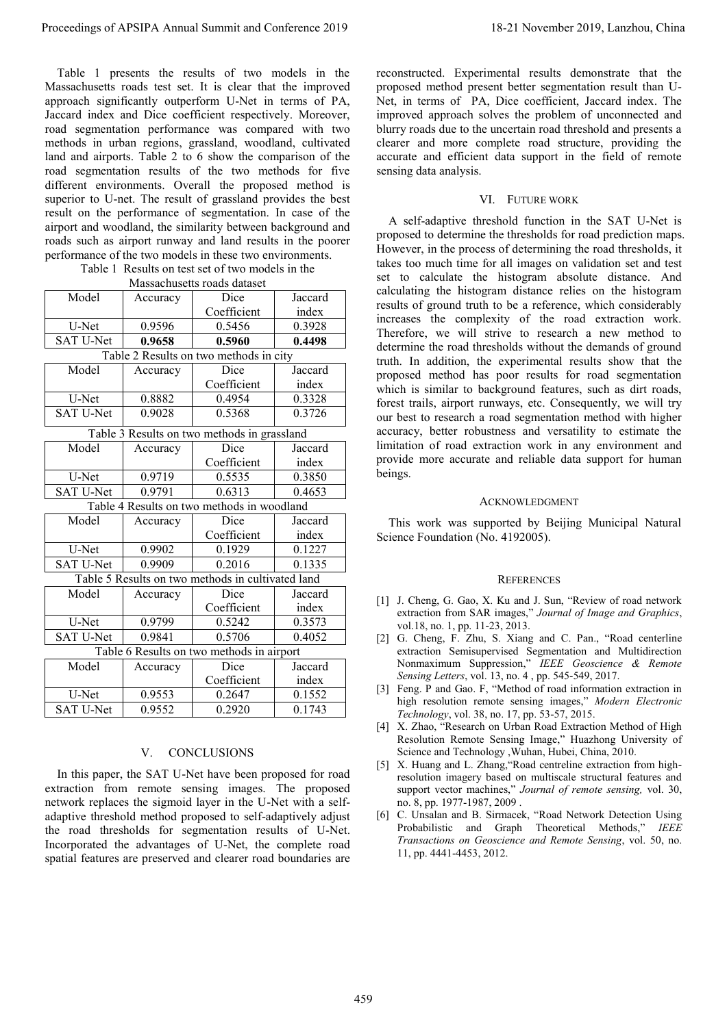Table 1 presents the results of two models in the Massachusetts roads test set. It is clear that the improved approach significantly outperform U-Net in terms of PA, Jaccard index and Dice coefficient respectively. Moreover, road segmentation performance was compared with two methods in urban regions, grassland, woodland, cultivated land and airports. Table 2 to 6 show the comparison of the road segmentation results of the two methods for five different environments. Overall the proposed method is superior to U-net. The result of grassland provides the best result on the performance of segmentation. In case of the airport and woodland, the similarity between background and roads such as airport runway and land results in the poorer performance of the two models in these two environments.

Table 1 Results on test set of two models in the Massachusetts roads dataset

| Model | Accuracy | Dice Coefficient | Jaccard index |
|---|---|---|---|
| U-Net | 0.9596 | 0.5456 | 0.3928 |
| SAT U-Net | **0.9658** | **0.5960** | **0.4498** |

Table 2 Results on two methods in city

| Model | Accuracy | Dice Coefficient | Jaccard index |
|---|---|---|---|
| U-Net | 0.8882 | 0.4954 | 0.3328 |
| SAT U-Net | 0.9028 | 0.5368 | 0.3726 |

Table 3 Results on two methods in grassland

| Model | Accuracy | Dice Coefficient | Jaccard index |
|---|---|---|---|
| U-Net | 0.9719 | 0.5535 | 0.3850 |
| SAT U-Net | 0.9791 | 0.6313 | 0.4653 |

Table 4 Results on two methods in woodland

| Model | Accuracy | Dice Coefficient | Jaccard index |
|---|---|---|---|
| U-Net | 0.9902 | 0.1929 | 0.1227 |
| SAT U-Net | 0.9909 | 0.2016 | 0.1335 |

Table 5 Results on two methods in cultivated land

| Model | Accuracy | Dice Coefficient | Jaccard index |
|---|---|---|---|
| U-Net | 0.9799 | 0.5242 | 0.3573 |
| SAT U-Net | 0.9841 | 0.5706 | 0.4052 |

Table 6 Results on two methods in airport

| Model | Accuracy | Dice Coefficient | Jaccard index |
|---|---|---|---|
| U-Net | 0.9553 | 0.2647 | 0.1552 |
| SAT U-Net | 0.9552 | 0.2920 | 0.1743 |

## V. CONCLUSIONS

In this paper, the SAT U-Net have been proposed for road extraction from remote sensing images. The proposed network replaces the sigmoid layer in the U-Net with a self-adaptive threshold method proposed to self-adaptively adjust the road thresholds for segmentation results of U-Net. Incorporated the advantages of U-Net, the complete road spatial features are preserved and clearer road boundaries are reconstructed. Experimental results demonstrate that the proposed method present better segmentation result than U-Net, in terms of PA, Dice coefficient, Jaccard index. The improved approach solves the problem of unconnected and blurry roads due to the uncertain road threshold and presents a clearer and more complete road structure, providing the accurate and efficient data support in the field of remote sensing data analysis.

## VI. FUTURE WORK

A self-adaptive threshold function in the SAT U-Net is proposed to determine the thresholds for road prediction maps. However, in the process of determining the road thresholds, it takes too much time for all images on validation set and test set to calculate the histogram absolute distance. And calculating the histogram distance relies on the histogram results of ground truth to be a reference, which considerably increases the complexity of the road extraction work. Therefore, we will strive to research a new method to determine the road thresholds without the demands of ground truth. In addition, the experimental results show that the proposed method has poor results for road segmentation which is similar to background features, such as dirt roads, forest trails, airport runways, etc. Consequently, we will try our best to research a road segmentation method with higher accuracy, better robustness and versatility to estimate the limitation of road extraction work in any environment and provide more accurate and reliable data support for human beings.

## ACKNOWLEDGMENT

This work was supported by Beijing Municipal Natural Science Foundation (No. 4192005).

## REFERENCES

[1] J. Cheng, G. Gao, X. Ku and J. Sun, "Review of road network extraction from SAR images," *Journal of Image and Graphics*, vol.18, no. 1, pp. 11-23, 2013.

[2] G. Cheng, F. Zhu, S. Xiang and C. Pan., "Road centerline extraction Semisupervised Segmentation and Multidirection Nonmaximum Suppression," *IEEE Geoscience & Remote Sensing Letters*, vol. 13, no. 4 , pp. 545-549, 2017.

[3] Feng. P and Gao. F, "Method of road information extraction in high resolution remote sensing images," *Modern Electronic Technology*, vol. 38, no. 17, pp. 53-57, 2015.

[4] X. Zhao, "Research on Urban Road Extraction Method of High Resolution Remote Sensing Image," Huazhong University of Science and Technology ,Wuhan, Hubei, China, 2010.

[5] X. Huang and L. Zhang,"Road centreline extraction from high-resolution imagery based on multiscale structural features and support vector machines," *Journal of remote sensing,* vol. 30, no. 8, pp. 1977-1987, 2009 .

[6] C. Unsalan and B. Sirmacek, "Road Network Detection Using Probabilistic and Graph Theoretical Methods," *IEEE Transactions on Geoscience and Remote Sensing*, vol. 50, no. 11, pp. 4441-4453, 2012.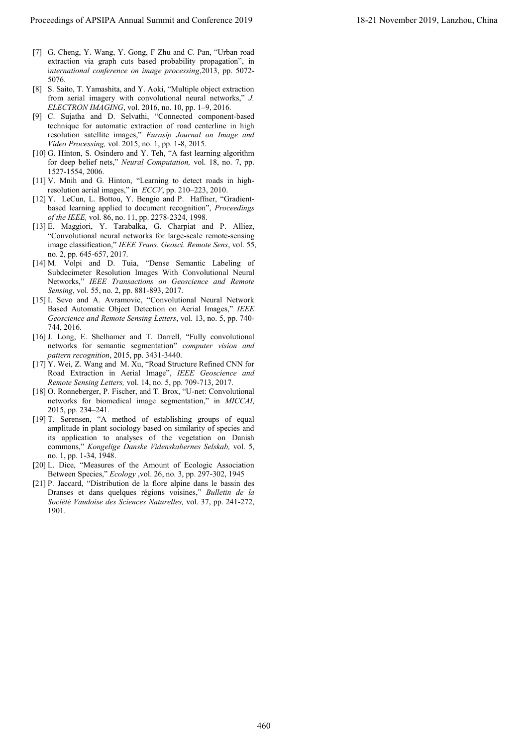[7] G. Cheng, Y. Wang, Y. Gong, F Zhu and C. Pan, "Urban road extraction via graph cuts based probability propagation", in i*nternational conference on image processing*,2013, pp. 5072-5076.

[8] S. Saito, T. Yamashita, and Y. Aoki, "Multiple object extraction from aerial imagery with convolutional neural networks," *J. ELECTRON IMAGING*, vol. 2016, no. 10, pp. 1–9, 2016.

[9] C. Sujatha and D. Selvathi, "Connected component-based technique for automatic extraction of road centerline in high resolution satellite images," *Eurasip Journal on Image and Video Processing,* vol. 2015, no. 1, pp. 1-8, 2015.

[10] G. Hinton, S. Osindero and Y. Teh, "A fast learning algorithm for deep belief nets," *Neural Computation,* vol. 18, no. 7, pp. 1527-1554, 2006.

[11] V. Mnih and G. Hinton, "Learning to detect roads in high-resolution aerial images," in *ECCV*, pp. 210–223, 2010.

[12] Y. LeCun, L. Bottou, Y. Bengio and P. Haffner, "Gradient-based learning applied to document recognition", *Proceedings of the IEEE,* vol. 86, no. 11, pp. 2278-2324, 1998.

[13] E. Maggiori, Y. Tarabalka, G. Charpiat and P. Alliez, "Convolutional neural networks for large-scale remote-sensing image classification," *IEEE Trans. Geosci. Remote Sens*, vol. 55, no. 2, pp. 645-657, 2017.

[14] M. Volpi and D. Tuia, "Dense Semantic Labeling of Subdecimeter Resolution Images With Convolutional Neural Networks," *IEEE Transactions on Geoscience and Remote Sensing*, vol. 55, no. 2, pp. 881-893, 2017.

[15] I. Sevo and A. Avramovic, "Convolutional Neural Network Based Automatic Object Detection on Aerial Images," *IEEE Geoscience and Remote Sensing Letters*, vol. 13, no. 5, pp. 740-744, 2016.

[16] J. Long, E. Shelhamer and T. Darrell, "Fully convolutional networks for semantic segmentation" *computer vision and pattern recognition*, 2015, pp. 3431-3440.

[17] Y. Wei, Z. Wang and M. Xu, "Road Structure Refined CNN for Road Extraction in Aerial Image", *IEEE Geoscience and Remote Sensing Letters,* vol. 14, no. 5, pp. 709-713, 2017.

[18] O. Ronneberger, P. Fischer, and T. Brox, "U-net: Convolutional networks for biomedical image segmentation," in *MICCAI*, 2015, pp. 234–241.

[19] T. Sørensen, "A method of establishing groups of equal amplitude in plant sociology based on similarity of species and its application to analyses of the vegetation on Danish commons," *Kongelige Danske Videnskabernes Selskab,* vol. 5, no. 1, pp. 1-34, 1948.

[20] L. Dice, "Measures of the Amount of Ecologic Association Between Species," *Ecology* ,vol. 26, no. 3, pp. 297-302, 1945

[21] P. Jaccard, "Distribution de la flore alpine dans le bassin des Dranses et dans quelques régions voisines," *Bulletin de la Société Vaudoise des Sciences Naturelles,* vol. 37, pp. 241-272, 1901.